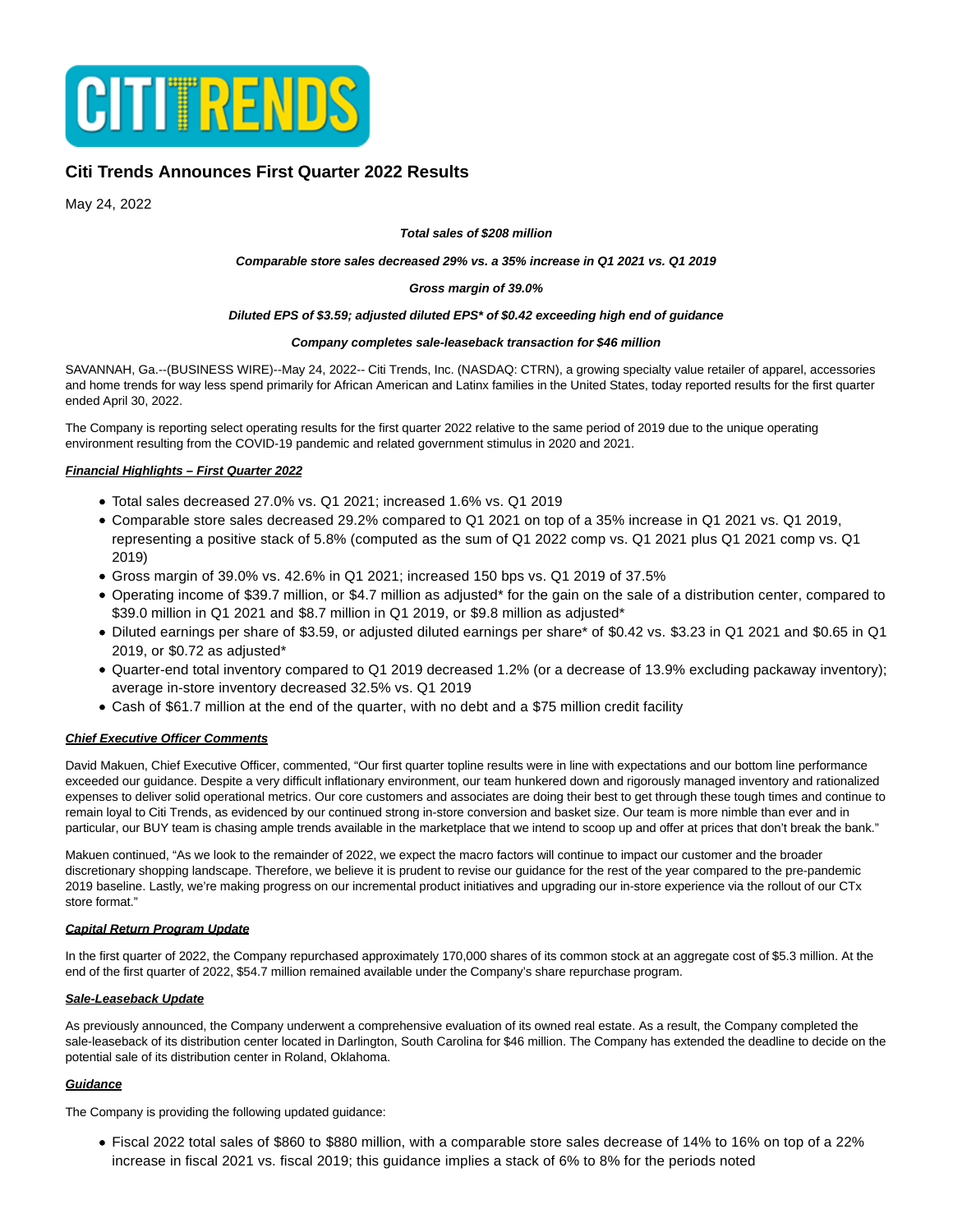# Citi Trends Announces First Quarter 2022 Results

May 24, 2022

***Total sales of $208 million***

***Comparable store sales decreased 29% vs. a 35% increase in Q1 2021 vs. Q1 2019***

***Gross margin of 39.0%***

***Diluted EPS of $3.59; adjusted diluted EPS* of $0.42 exceeding high end of guidance***

***Company completes sale-leaseback transaction for $46 million***

SAVANNAH, Ga.--(BUSINESS WIRE)--May 24, 2022-- Citi Trends, Inc. (NASDAQ: CTRN), a growing specialty value retailer of apparel, accessories and home trends for way less spend primarily for African American and Latinx families in the United States, today reported results for the first quarter ended April 30, 2022.

The Company is reporting select operating results for the first quarter 2022 relative to the same period of 2019 due to the unique operating environment resulting from the COVID-19 pandemic and related government stimulus in 2020 and 2021.

***Financial Highlights – First Quarter 2022***

- Total sales decreased 27.0% vs. Q1 2021; increased 1.6% vs. Q1 2019
- Comparable store sales decreased 29.2% compared to Q1 2021 on top of a 35% increase in Q1 2021 vs. Q1 2019, representing a positive stack of 5.8% (computed as the sum of Q1 2022 comp vs. Q1 2021 plus Q1 2021 comp vs. Q1 2019)
- Gross margin of 39.0% vs. 42.6% in Q1 2021; increased 150 bps vs. Q1 2019 of 37.5%
- Operating income of $39.7 million, or $4.7 million as adjusted* for the gain on the sale of a distribution center, compared to $39.0 million in Q1 2021 and $8.7 million in Q1 2019, or $9.8 million as adjusted*
- Diluted earnings per share of $3.59, or adjusted diluted earnings per share* of $0.42 vs. $3.23 in Q1 2021 and $0.65 in Q1 2019, or $0.72 as adjusted*
- Quarter-end total inventory compared to Q1 2019 decreased 1.2% (or a decrease of 13.9% excluding packaway inventory); average in-store inventory decreased 32.5% vs. Q1 2019
- Cash of $61.7 million at the end of the quarter, with no debt and a $75 million credit facility

***Chief Executive Officer Comments***

David Makuen, Chief Executive Officer, commented, "Our first quarter topline results were in line with expectations and our bottom line performance exceeded our guidance. Despite a very difficult inflationary environment, our team hunkered down and rigorously managed inventory and rationalized expenses to deliver solid operational metrics. Our core customers and associates are doing their best to get through these tough times and continue to remain loyal to Citi Trends, as evidenced by our continued strong in-store conversion and basket size. Our team is more nimble than ever and in particular, our BUY team is chasing ample trends available in the marketplace that we intend to scoop up and offer at prices that don't break the bank."

Makuen continued, "As we look to the remainder of 2022, we expect the macro factors will continue to impact our customer and the broader discretionary shopping landscape. Therefore, we believe it is prudent to revise our guidance for the rest of the year compared to the pre-pandemic 2019 baseline. Lastly, we're making progress on our incremental product initiatives and upgrading our in-store experience via the rollout of our CTx store format."

***Capital Return Program Update***

In the first quarter of 2022, the Company repurchased approximately 170,000 shares of its common stock at an aggregate cost of $5.3 million. At the end of the first quarter of 2022, $54.7 million remained available under the Company's share repurchase program.

***Sale-Leaseback Update***

As previously announced, the Company underwent a comprehensive evaluation of its owned real estate. As a result, the Company completed the sale-leaseback of its distribution center located in Darlington, South Carolina for $46 million. The Company has extended the deadline to decide on the potential sale of its distribution center in Roland, Oklahoma.

***Guidance***

The Company is providing the following updated guidance:

- Fiscal 2022 total sales of $860 to $880 million, with a comparable store sales decrease of 14% to 16% on top of a 22% increase in fiscal 2021 vs. fiscal 2019; this guidance implies a stack of 6% to 8% for the periods noted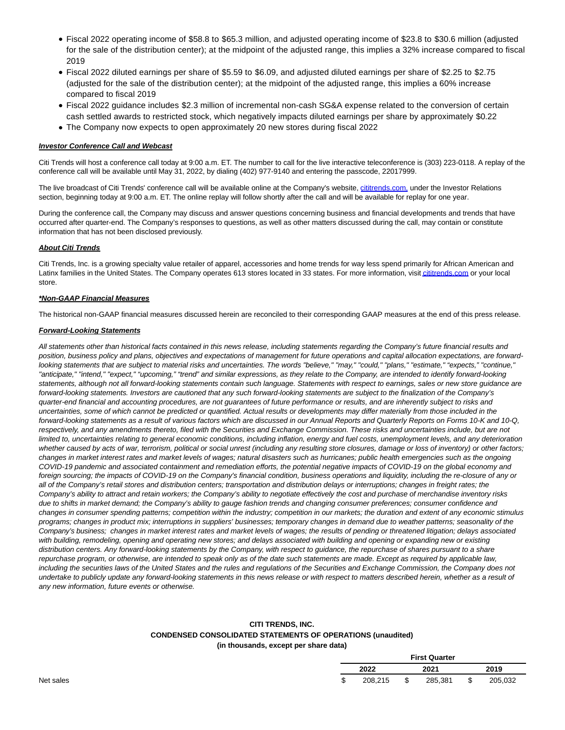- Fiscal 2022 operating income of $58.8 to $65.3 million, and adjusted operating income of $23.8 to $30.6 million (adjusted for the sale of the distribution center); at the midpoint of the adjusted range, this implies a 32% increase compared to fiscal 2019
- Fiscal 2022 diluted earnings per share of $5.59 to $6.09, and adjusted diluted earnings per share of $2.25 to $2.75 (adjusted for the sale of the distribution center); at the midpoint of the adjusted range, this implies a 60% increase compared to fiscal 2019
- Fiscal 2022 guidance includes $2.3 million of incremental non-cash SG&A expense related to the conversion of certain cash settled awards to restricted stock, which negatively impacts diluted earnings per share by approximately $0.22
- The Company now expects to open approximately 20 new stores during fiscal 2022

***Investor Conference Call and Webcast***

Citi Trends will host a conference call today at 9:00 a.m. ET. The number to call for the live interactive teleconference is (303) 223-0118. A replay of the conference call will be available until May 31, 2022, by dialing (402) 977-9140 and entering the passcode, 22017999.

The live broadcast of Citi Trends' conference call will be available online at the Company's website, cititrends.com, under the Investor Relations section, beginning today at 9:00 a.m. ET. The online replay will follow shortly after the call and will be available for replay for one year.

During the conference call, the Company may discuss and answer questions concerning business and financial developments and trends that have occurred after quarter-end. The Company's responses to questions, as well as other matters discussed during the call, may contain or constitute information that has not been disclosed previously.

***About Citi Trends***

Citi Trends, Inc. is a growing specialty value retailer of apparel, accessories and home trends for way less spend primarily for African American and Latinx families in the United States. The Company operates 613 stores located in 33 states. For more information, visit cititrends.com or your local store.

***\*Non-GAAP Financial Measures***

The historical non-GAAP financial measures discussed herein are reconciled to their corresponding GAAP measures at the end of this press release.

***Forward-Looking Statements***

*All statements other than historical facts contained in this news release, including statements regarding the Company's future financial results and position, business policy and plans, objectives and expectations of management for future operations and capital allocation expectations, are forward-looking statements that are subject to material risks and uncertainties. The words "believe," "may," "could," "plans," "estimate," "expects," "continue," "anticipate," "intend," "expect," "upcoming," "trend" and similar expressions, as they relate to the Company, are intended to identify forward-looking statements, although not all forward-looking statements contain such language. Statements with respect to earnings, sales or new store guidance are forward-looking statements. Investors are cautioned that any such forward-looking statements are subject to the finalization of the Company's quarter-end financial and accounting procedures, are not guarantees of future performance or results, and are inherently subject to risks and uncertainties, some of which cannot be predicted or quantified. Actual results or developments may differ materially from those included in the forward-looking statements as a result of various factors which are discussed in our Annual Reports and Quarterly Reports on Forms 10-K and 10-Q, respectively, and any amendments thereto, filed with the Securities and Exchange Commission. These risks and uncertainties include, but are not limited to, uncertainties relating to general economic conditions, including inflation, energy and fuel costs, unemployment levels, and any deterioration whether caused by acts of war, terrorism, political or social unrest (including any resulting store closures, damage or loss of inventory) or other factors; changes in market interest rates and market levels of wages; natural disasters such as hurricanes; public health emergencies such as the ongoing COVID-19 pandemic and associated containment and remediation efforts, the potential negative impacts of COVID-19 on the global economy and foreign sourcing; the impacts of COVID-19 on the Company's financial condition, business operations and liquidity, including the re-closure of any or all of the Company's retail stores and distribution centers; transportation and distribution delays or interruptions; changes in freight rates; the Company's ability to attract and retain workers; the Company's ability to negotiate effectively the cost and purchase of merchandise inventory risks due to shifts in market demand; the Company's ability to gauge fashion trends and changing consumer preferences; consumer confidence and changes in consumer spending patterns; competition within the industry; competition in our markets; the duration and extent of any economic stimulus programs; changes in product mix; interruptions in suppliers' businesses; temporary changes in demand due to weather patterns; seasonality of the Company's business; changes in market interest rates and market levels of wages; the results of pending or threatened litigation; delays associated with building, remodeling, opening and operating new stores; and delays associated with building and opening or expanding new or existing distribution centers. Any forward-looking statements by the Company, with respect to guidance, the repurchase of shares pursuant to a share repurchase program, or otherwise, are intended to speak only as of the date such statements are made. Except as required by applicable law, including the securities laws of the United States and the rules and regulations of the Securities and Exchange Commission, the Company does not undertake to publicly update any forward-looking statements in this news release or with respect to matters described herein, whether as a result of any new information, future events or otherwise.*

**CITI TRENDS, INC.**
**CONDENSED CONSOLIDATED STATEMENTS OF OPERATIONS (unaudited)**
**(in thousands, except per share data)**

| | First Quarter | | |
|---|---|---|---|
| | 2022 | 2021 | 2019 |
| Net sales | $ 208,215 | $ 285,381 | $ 205,032 |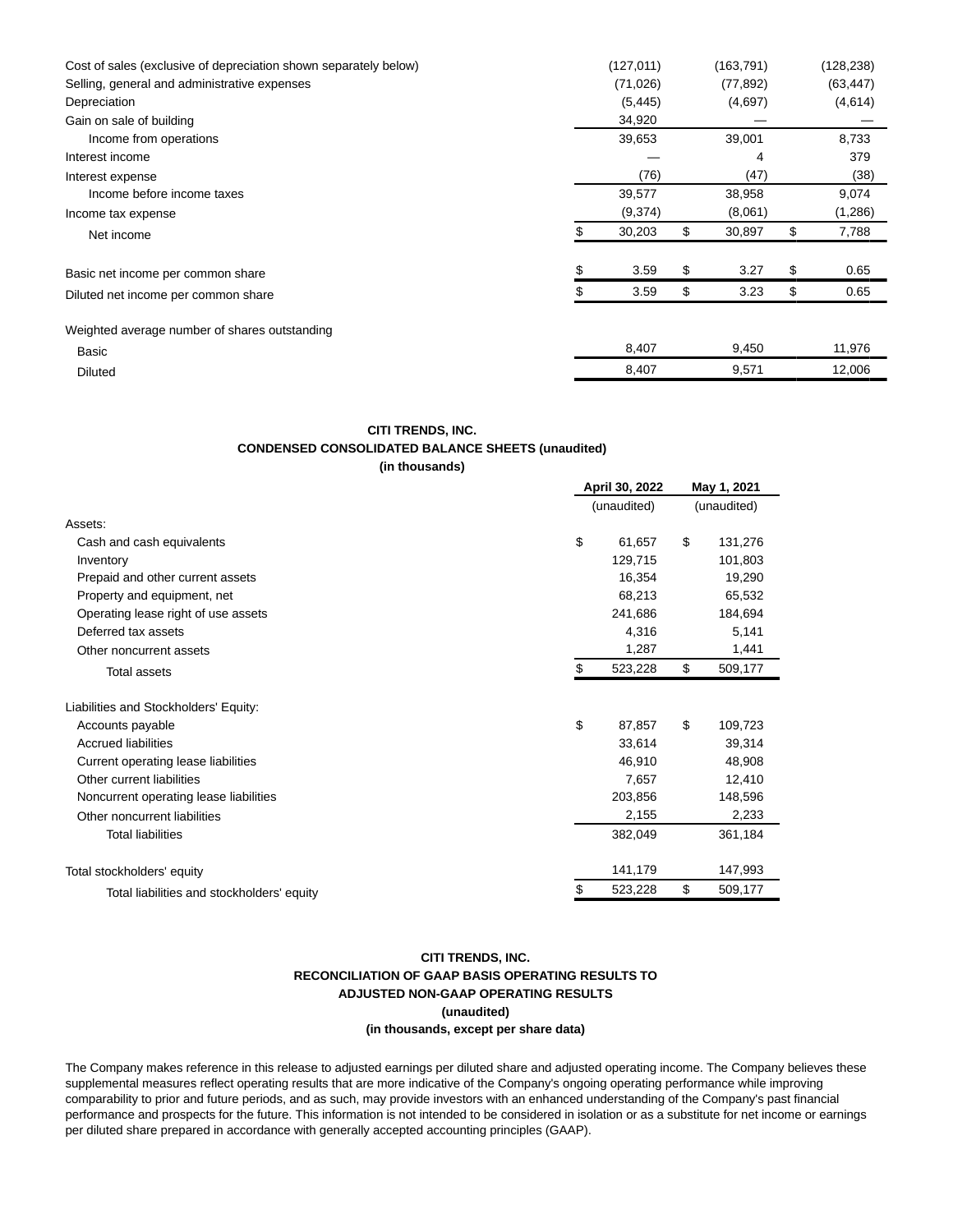| | | | |
|---|---|---|---|
| Cost of sales (exclusive of depreciation shown separately below) | (127,011) | (163,791) | (128,238) |
| Selling, general and administrative expenses | (71,026) | (77,892) | (63,447) |
| Depreciation | (5,445) | (4,697) | (4,614) |
| Gain on sale of building | 34,920 | — | — |
| Income from operations | 39,653 | 39,001 | 8,733 |
| Interest income | — | 4 | 379 |
| Interest expense | (76) | (47) | (38) |
| Income before income taxes | 39,577 | 38,958 | 9,074 |
| Income tax expense | (9,374) | (8,061) | (1,286) |
| Net income | $ 30,203 | $ 30,897 | $ 7,788 |
| | | | |
| Basic net income per common share | $ 3.59 | $ 3.27 | $ 0.65 |
| Diluted net income per common share | $ 3.59 | $ 3.23 | $ 0.65 |
| | | | |
| Weighted average number of shares outstanding | | | |
| Basic | 8,407 | 9,450 | 11,976 |
| Diluted | 8,407 | 9,571 | 12,006 |

**CITI TRENDS, INC.**
**CONDENSED CONSOLIDATED BALANCE SHEETS (unaudited)**
**(in thousands)**

| | April 30, 2022 | May 1, 2021 |
|---|---|---|
| | (unaudited) | (unaudited) |
| Assets: | | |
| Cash and cash equivalents | $ 61,657 | $ 131,276 |
| Inventory | 129,715 | 101,803 |
| Prepaid and other current assets | 16,354 | 19,290 |
| Property and equipment, net | 68,213 | 65,532 |
| Operating lease right of use assets | 241,686 | 184,694 |
| Deferred tax assets | 4,316 | 5,141 |
| Other noncurrent assets | 1,287 | 1,441 |
| Total assets | $ 523,228 | $ 509,177 |
| | | |
| Liabilities and Stockholders' Equity: | | |
| Accounts payable | $ 87,857 | $ 109,723 |
| Accrued liabilities | 33,614 | 39,314 |
| Current operating lease liabilities | 46,910 | 48,908 |
| Other current liabilities | 7,657 | 12,410 |
| Noncurrent operating lease liabilities | 203,856 | 148,596 |
| Other noncurrent liabilities | 2,155 | 2,233 |
| Total liabilities | 382,049 | 361,184 |
| | | |
| Total stockholders' equity | 141,179 | 147,993 |
| Total liabilities and stockholders' equity | $ 523,228 | $ 509,177 |

**CITI TRENDS, INC.**
**RECONCILIATION OF GAAP BASIS OPERATING RESULTS TO**
**ADJUSTED NON-GAAP OPERATING RESULTS**
**(unaudited)**
**(in thousands, except per share data)**

The Company makes reference in this release to adjusted earnings per diluted share and adjusted operating income. The Company believes these supplemental measures reflect operating results that are more indicative of the Company's ongoing operating performance while improving comparability to prior and future periods, and as such, may provide investors with an enhanced understanding of the Company's past financial performance and prospects for the future. This information is not intended to be considered in isolation or as a substitute for net income or earnings per diluted share prepared in accordance with generally accepted accounting principles (GAAP).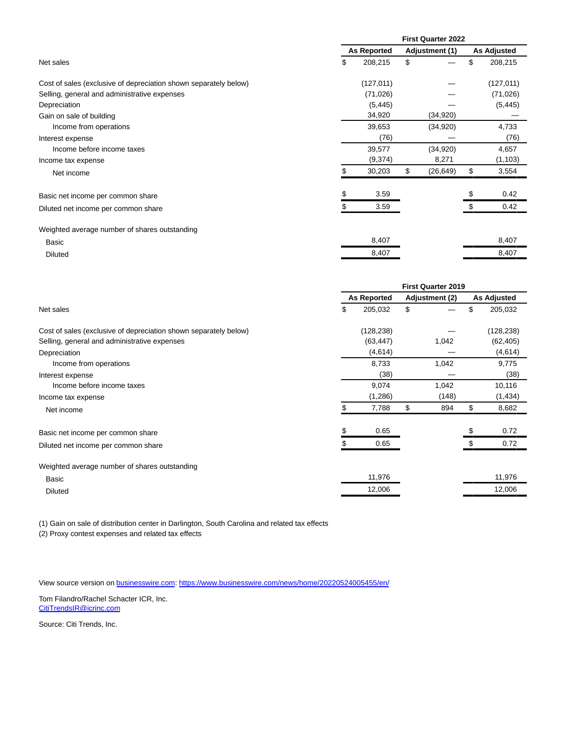| | First Quarter 2022 | | |
|---|---|---|---|
| | As Reported | Adjustment (1) | As Adjusted |
| Net sales | $ 208,215 | $ — | $ 208,215 |
| Cost of sales (exclusive of depreciation shown separately below) | (127,011) | — | (127,011) |
| Selling, general and administrative expenses | (71,026) | — | (71,026) |
| Depreciation | (5,445) | — | (5,445) |
| Gain on sale of building | 34,920 | (34,920) | — |
| Income from operations | 39,653 | (34,920) | 4,733 |
| Interest expense | (76) | — | (76) |
| Income before income taxes | 39,577 | (34,920) | 4,657 |
| Income tax expense | (9,374) | 8,271 | (1,103) |
| Net income | $ 30,203 | $ (26,649) | $ 3,554 |
| Basic net income per common share | $ 3.59 | | $ 0.42 |
| Diluted net income per common share | $ 3.59 | | $ 0.42 |
| Weighted average number of shares outstanding | | | |
| Basic | 8,407 | | 8,407 |
| Diluted | 8,407 | | 8,407 |

| | First Quarter 2019 | | |
|---|---|---|---|
| | As Reported | Adjustment (2) | As Adjusted |
| Net sales | $ 205,032 | $ — | $ 205,032 |
| Cost of sales (exclusive of depreciation shown separately below) | (128,238) | — | (128,238) |
| Selling, general and administrative expenses | (63,447) | 1,042 | (62,405) |
| Depreciation | (4,614) | — | (4,614) |
| Income from operations | 8,733 | 1,042 | 9,775 |
| Interest expense | (38) | — | (38) |
| Income before income taxes | 9,074 | 1,042 | 10,116 |
| Income tax expense | (1,286) | (148) | (1,434) |
| Net income | $ 7,788 | $ 894 | $ 8,682 |
| Basic net income per common share | $ 0.65 | | $ 0.72 |
| Diluted net income per common share | $ 0.65 | | $ 0.72 |
| Weighted average number of shares outstanding | | | |
| Basic | 11,976 | | 11,976 |
| Diluted | 12,006 | | 12,006 |

(1) Gain on sale of distribution center in Darlington, South Carolina and related tax effects
(2) Proxy contest expenses and related tax effects

View source version on businesswire.com: https://www.businesswire.com/news/home/20220524005455/en/

Tom Filandro/Rachel Schacter ICR, Inc.
CitiTrendsIR@icrinc.com

Source: Citi Trends, Inc.